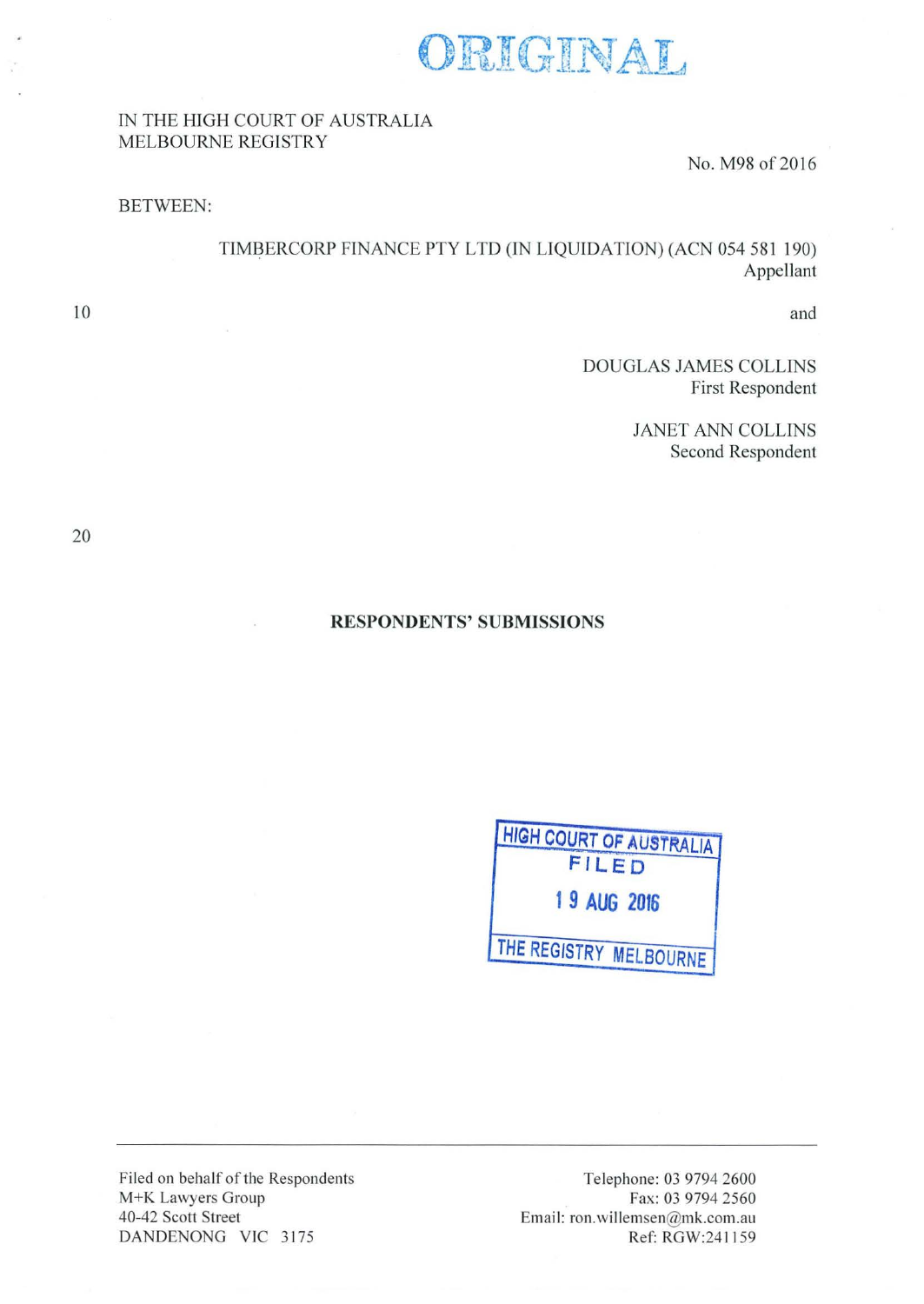ORIGINAL

IN THE HIGH COURT OF AUSTRALIA
MELBOURNE REGISTRY

No. M98 of 2016

BETWEEN:

TIMBERCORP FINANCE PTY LTD (IN LIQUIDATION) (ACN 054 581 190)
Appellant

and

DOUGLAS JAMES COLLINS
First Respondent

JANET ANN COLLINS
Second Respondent

**RESPONDENTS' SUBMISSIONS**

HIGH COURT OF AUSTRALIA
FILED
19 AUG 2016
THE REGISTRY MELBOURNE

Filed on behalf of the Respondents
M+K Lawyers Group
40-42 Scott Street
DANDENONG VIC 3175

Telephone: 03 9794 2600
Fax: 03 9794 2560
Email: ron.willemsen@mk.com.au
Ref: RGW:241159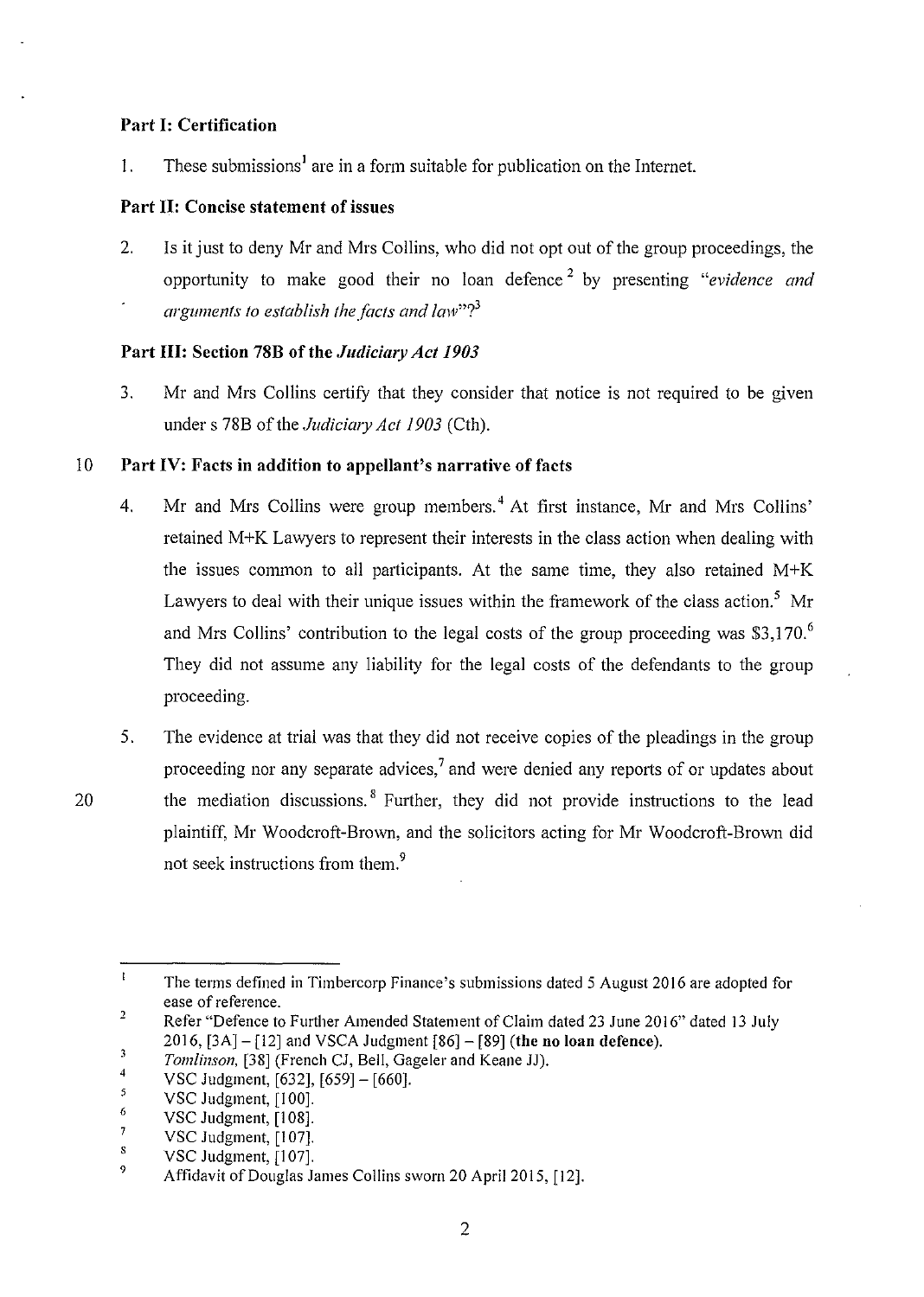**Part I: Certification**

1. These submissions[1] are in a form suitable for publication on the Internet.

**Part II: Concise statement of issues**

2. Is it just to deny Mr and Mrs Collins, who did not opt out of the group proceedings, the opportunity to make good their no loan defence[2] by presenting *"evidence and arguments to establish the facts and law"*?[3]

**Part III: Section 78B of the *Judiciary Act 1903***

3. Mr and Mrs Collins certify that they consider that notice is not required to be given under s 78B of the *Judiciary Act 1903* (Cth).

**Part IV: Facts in addition to appellant's narrative of facts**

4. Mr and Mrs Collins were group members.[4] At first instance, Mr and Mrs Collins' retained M+K Lawyers to represent their interests in the class action when dealing with the issues common to all participants. At the same time, they also retained M+K Lawyers to deal with their unique issues within the framework of the class action.[5] Mr and Mrs Collins' contribution to the legal costs of the group proceeding was $3,170.[6] They did not assume any liability for the legal costs of the defendants to the group proceeding.

5. The evidence at trial was that they did not receive copies of the pleadings in the group proceeding nor any separate advices,[7] and were denied any reports of or updates about the mediation discussions.[8] Further, they did not provide instructions to the lead plaintiff, Mr Woodcroft-Brown, and the solicitors acting for Mr Woodcroft-Brown did not seek instructions from them.[9]

---

1. The terms defined in Timbercorp Finance's submissions dated 5 August 2016 are adopted for ease of reference.
2. Refer "Defence to Further Amended Statement of Claim dated 23 June 2016" dated 13 July 2016, [3A] – [12] and VSCA Judgment [86] – [89] (**the no loan defence**).
3. *Tomlinson*, [38] (French CJ, Bell, Gageler and Keane JJ).
4. VSC Judgment, [632], [659] – [660].
5. VSC Judgment, [100].
6. VSC Judgment, [108].
7. VSC Judgment, [107].
8. VSC Judgment, [107].
9. Affidavit of Douglas James Collins sworn 20 April 2015, [12].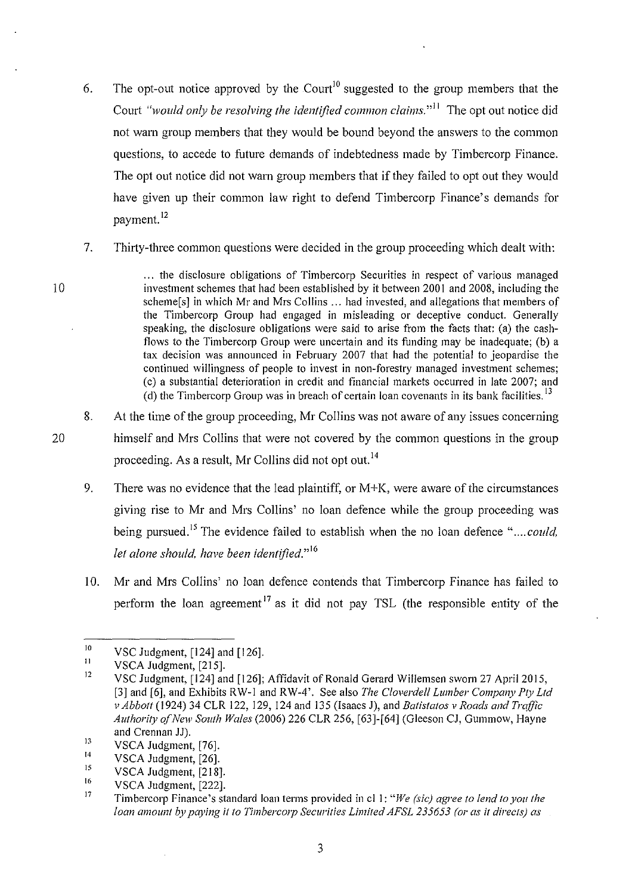6. The opt-out notice approved by the Court[10] suggested to the group members that the Court *"would only be resolving the identified common claims."*[11] The opt out notice did not warn group members that they would be bound beyond the answers to the common questions, to accede to future demands of indebtedness made by Timbercorp Finance. The opt out notice did not warn group members that if they failed to opt out they would have given up their common law right to defend Timbercorp Finance's demands for payment.[12]

7. Thirty-three common questions were decided in the group proceeding which dealt with:

> ... the disclosure obligations of Timbercorp Securities in respect of various managed investment schemes that had been established by it between 2001 and 2008, including the scheme[s] in which Mr and Mrs Collins ... had invested, and allegations that members of the Timbercorp Group had engaged in misleading or deceptive conduct. Generally speaking, the disclosure obligations were said to arise from the facts that: (a) the cash-flows to the Timbercorp Group were uncertain and its funding may be inadequate; (b) a tax decision was announced in February 2007 that had the potential to jeopardise the continued willingness of people to invest in non-forestry managed investment schemes; (c) a substantial deterioration in credit and financial markets occurred in late 2007; and (d) the Timbercorp Group was in breach of certain loan covenants in its bank facilities.[13]

8. At the time of the group proceeding, Mr Collins was not aware of any issues concerning himself and Mrs Collins that were not covered by the common questions in the group proceeding. As a result, Mr Collins did not opt out.[14]

9. There was no evidence that the lead plaintiff, or M+K, were aware of the circumstances giving rise to Mr and Mrs Collins' no loan defence while the group proceeding was being pursued.[15] The evidence failed to establish when the no loan defence *"....could, let alone should, have been identified."*[16]

10. Mr and Mrs Collins' no loan defence contends that Timbercorp Finance has failed to perform the loan agreement[17] as it did not pay TSL (the responsible entity of the

---

[10] VSC Judgment, [124] and [126].

[11] VSCA Judgment, [215].

[12] VSC Judgment, [124] and [126]; Affidavit of Ronald Gerard Willemsen sworn 27 April 2015, [3] and [6], and Exhibits RW-1 and RW-4'. See also *The Cloverdell Lumber Company Pty Ltd v Abbott* (1924) 34 CLR 122, 129, 124 and 135 (Isaacs J), and *Batistatos v Roads and Traffic Authority of New South Wales* (2006) 226 CLR 256, [63]-[64] (Gleeson CJ, Gummow, Hayne and Crennan JJ).

[13] VSCA Judgment, [76].

[14] VSCA Judgment, [26].

[15] VSCA Judgment, [218].

[16] VSCA Judgment, [222].

[17] Timbercorp Finance's standard loan terms provided in cl 1: *"We (sic) agree to lend to you the loan amount by paying it to Timbercorp Securities Limited AFSL 235653 (or as it directs) as*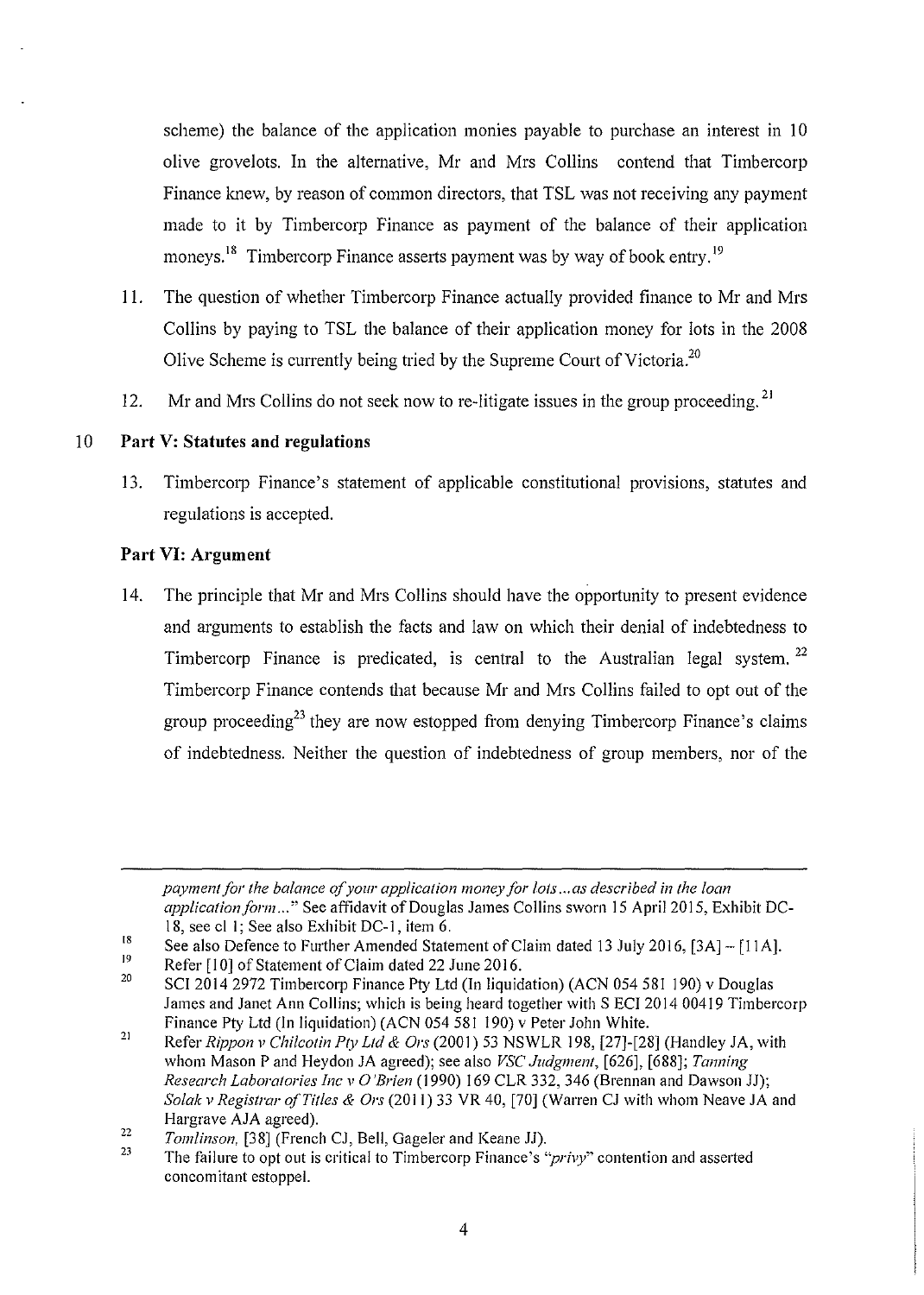scheme) the balance of the application monies payable to purchase an interest in 10 olive grovelots. In the alternative, Mr and Mrs Collins contend that Timbercorp Finance knew, by reason of common directors, that TSL was not receiving any payment made to it by Timbercorp Finance as payment of the balance of their application moneys.[18] Timbercorp Finance asserts payment was by way of book entry.[19]

11. The question of whether Timbercorp Finance actually provided finance to Mr and Mrs Collins by paying to TSL the balance of their application money for lots in the 2008 Olive Scheme is currently being tried by the Supreme Court of Victoria.[20]

12. Mr and Mrs Collins do not seek now to re-litigate issues in the group proceeding.[21]

## Part V: Statutes and regulations

13. Timbercorp Finance's statement of applicable constitutional provisions, statutes and regulations is accepted.

## Part VI: Argument

14. The principle that Mr and Mrs Collins should have the opportunity to present evidence and arguments to establish the facts and law on which their denial of indebtedness to Timbercorp Finance is predicated, is central to the Australian legal system.[22] Timbercorp Finance contends that because Mr and Mrs Collins failed to opt out of the group proceeding[23] they are now estopped from denying Timbercorp Finance's claims of indebtedness. Neither the question of indebtedness of group members, nor of the

---

*payment for the balance of your application money for lots…as described in the loan application form…*" See affidavit of Douglas James Collins sworn 15 April 2015, Exhibit DC-18, see cl 1; See also Exhibit DC-1, item 6.

18 See also Defence to Further Amended Statement of Claim dated 13 July 2016, [3A] – [11A].

19 Refer [10] of Statement of Claim dated 22 June 2016.

20 SCI 2014 2972 Timbercorp Finance Pty Ltd (In liquidation) (ACN 054 581 190) v Douglas James and Janet Ann Collins; which is being heard together with S ECI 2014 00419 Timbercorp Finance Pty Ltd (In liquidation) (ACN 054 581 190) v Peter John White.

21 Refer *Rippon v Chilcotin Pty Ltd & Ors* (2001) 53 NSWLR 198, [27]-[28] (Handley JA, with whom Mason P and Heydon JA agreed); see also *VSC Judgment*, [626], [688]; *Tanning Research Laboratories Inc v O'Brien* (1990) 169 CLR 332, 346 (Brennan and Dawson JJ); *Solak v Registrar of Titles & Ors* (2011) 33 VR 40, [70] (Warren CJ with whom Neave JA and Hargrave AJA agreed).

22 *Tomlinson*, [38] (French CJ, Bell, Gageler and Keane JJ).

23 The failure to opt out is critical to Timbercorp Finance's "*privy*" contention and asserted concomitant estoppel.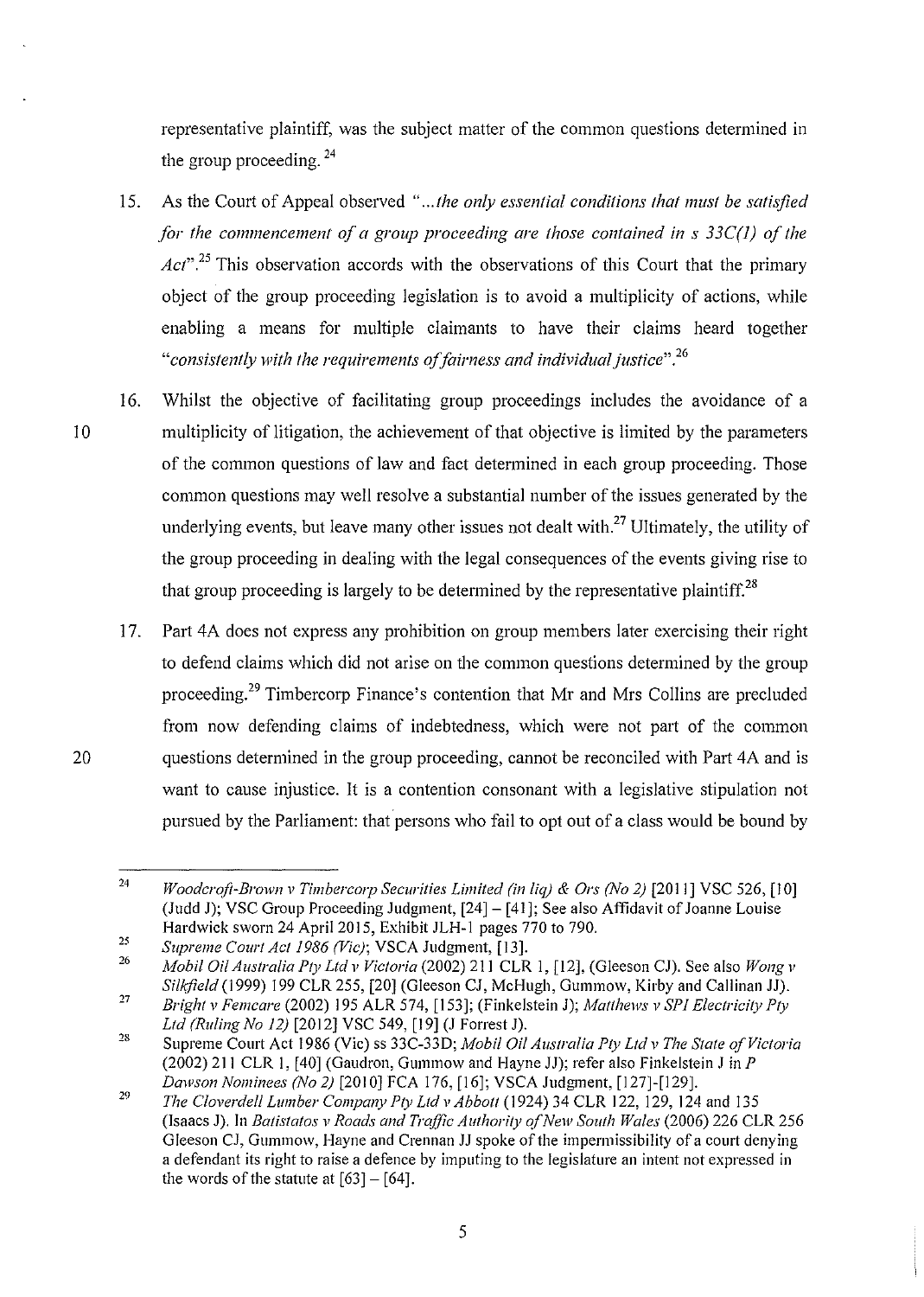representative plaintiff, was the subject matter of the common questions determined in the group proceeding.[24]

15. As the Court of Appeal observed *"...the only essential conditions that must be satisfied for the commencement of a group proceeding are those contained in s 33C(1) of the Act"*.[25] This observation accords with the observations of this Court that the primary object of the group proceeding legislation is to avoid a multiplicity of actions, while enabling a means for multiple claimants to have their claims heard together *"consistently with the requirements of fairness and individual justice"*.[26]

16. Whilst the objective of facilitating group proceedings includes the avoidance of a multiplicity of litigation, the achievement of that objective is limited by the parameters of the common questions of law and fact determined in each group proceeding. Those common questions may well resolve a substantial number of the issues generated by the underlying events, but leave many other issues not dealt with.[27] Ultimately, the utility of the group proceeding in dealing with the legal consequences of the events giving rise to that group proceeding is largely to be determined by the representative plaintiff.[28]

17. Part 4A does not express any prohibition on group members later exercising their right to defend claims which did not arise on the common questions determined by the group proceeding.[29] Timbercorp Finance's contention that Mr and Mrs Collins are precluded from now defending claims of indebtedness, which were not part of the common questions determined in the group proceeding, cannot be reconciled with Part 4A and is want to cause injustice. It is a contention consonant with a legislative stipulation not pursued by the Parliament: that persons who fail to opt out of a class would be bound by

---

[24] *Woodcroft-Brown v Timbercorp Securities Limited (in liq) & Ors (No 2)* [2011] VSC 526, [10] (Judd J); VSC Group Proceeding Judgment, [24] – [41]; See also Affidavit of Joanne Louise Hardwick sworn 24 April 2015, Exhibit JLH-1 pages 770 to 790.

[25] *Supreme Court Act 1986 (Vic)*; VSCA Judgment, [13].

[26] *Mobil Oil Australia Pty Ltd v Victoria* (2002) 211 CLR 1, [12], (Gleeson CJ). See also *Wong v Silkfield* (1999) 199 CLR 255, [20] (Gleeson CJ, McHugh, Gummow, Kirby and Callinan JJ).

[27] *Bright v Femcare* (2002) 195 ALR 574, [153]; (Finkelstein J); *Matthews v SPI Electricity Pty Ltd (Ruling No 12)* [2012] VSC 549, [19] (J Forrest J).

[28] Supreme Court Act 1986 (Vic) ss 33C-33D; *Mobil Oil Australia Pty Ltd v The State of Victoria* (2002) 211 CLR 1, [40] (Gaudron, Gummow and Hayne JJ); refer also Finkelstein J in *P Dawson Nominees (No 2)* [2010] FCA 176, [16]; VSCA Judgment, [127]-[129].

[29] *The Cloverdell Lumber Company Pty Ltd v Abbott* (1924) 34 CLR 122, 129, 124 and 135 (Isaacs J). In *Batistatos v Roads and Traffic Authority of New South Wales* (2006) 226 CLR 256 Gleeson CJ, Gummow, Hayne and Crennan JJ spoke of the impermissibility of a court denying a defendant its right to raise a defence by imputing to the legislature an intent not expressed in the words of the statute at [63] – [64].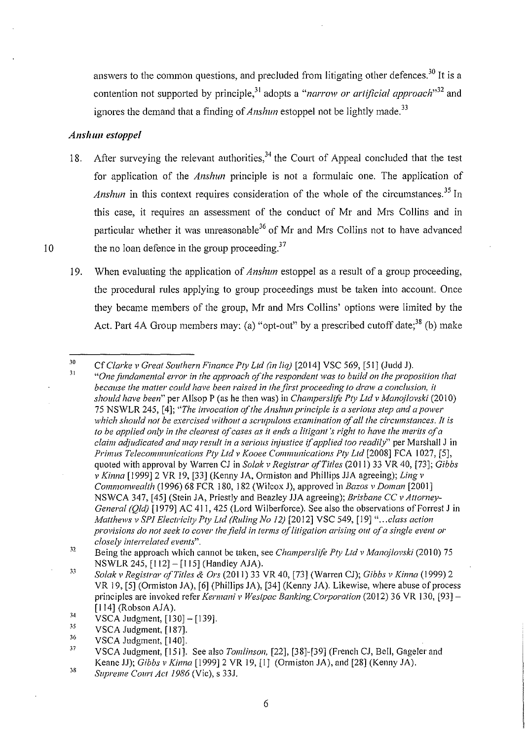answers to the common questions, and precluded from litigating other defences.[30] It is a contention not supported by principle,[31] adopts a *"narrow or artificial approach"*[32] and ignores the demand that a finding of *Anshun* estoppel not be lightly made.[33]

### *Anshun estoppel*

18. After surveying the relevant authorities,[34] the Court of Appeal concluded that the test for application of the *Anshun* principle is not a formulaic one. The application of *Anshun* in this context requires consideration of the whole of the circumstances.[35] In this case, it requires an assessment of the conduct of Mr and Mrs Collins and in particular whether it was unreasonable[36] of Mr and Mrs Collins not to have advanced the no loan defence in the group proceeding.[37]

19. When evaluating the application of *Anshun* estoppel as a result of a group proceeding, the procedural rules applying to group proceedings must be taken into account. Once they became members of the group, Mr and Mrs Collins' options were limited by the Act. Part 4A Group members may: (a) "opt-out" by a prescribed cutoff date;[38] (b) make

---

[30] Cf *Clarke v Great Southern Finance Pty Ltd (in liq)* [2014] VSC 569, [51] (Judd J).

[31] *"One fundamental error in the approach of the respondent was to build on the proposition that because the matter could have been raised in the first proceeding to draw a conclusion, it should have been"* per Allsop P (as he then was) in *Champerslife Pty Ltd v Manojlovski* (2010) 75 NSWLR 245, [4]; *"The invocation of the Anshun principle is a serious step and a power which should not be exercised without a scrupulous examination of all the circumstances. It is to be applied only in the clearest of cases as it ends a litigant's right to have the merits of a claim adjudicated and may result in a serious injustice if applied too readily"* per Marshall J in *Primus Telecommunications Pty Ltd v Kooee Communications Pty Ltd* [2008] FCA 1027, [5], quoted with approval by Warren CJ in *Solak v Registrar of Titles* (2011) 33 VR 40, [73]; *Gibbs v Kinna* [1999] 2 VR 19, [33] (Kenny JA, Ormiston and Phillips JJA agreeing); *Ling v Commonwealth* (1996) 68 FCR 180, 182 (Wilcox J), approved in *Bazos v Doman* [2001] NSWCA 347, [45] (Stein JA, Priestly and Beazley JJA agreeing); *Brisbane CC v Attorney-General (Qld)* [1979] AC 411, 425 (Lord Wilberforce). See also the observations of Forrest J in *Matthews v SPI Electricity Pty Ltd (Ruling No 12)* [2012] VSC 549, [19] *"...class action provisions do not seek to cover the field in terms of litigation arising out of a single event or closely interrelated events"*.

[32] Being the approach which cannot be taken, see *Champerslife Pty Ltd v Manojlovski* (2010) 75 NSWLR 245, [112] – [115] (Handley AJA).

[33] *Solak v Registrar of Titles & Ors* (2011) 33 VR 40, [73] (Warren CJ); *Gibbs v Kinna* (1999) 2 VR 19, [5] (Ormiston JA), [6] (Phillips JA), [34] (Kenny JA). Likewise, where abuse of process principles are invoked refer *Kermani v Westpac Banking Corporation* (2012) 36 VR 130, [93] – [114] (Robson AJA).

[34] VSCA Judgment, [130] – [139].

[35] VSCA Judgment, [187].

[36] VSCA Judgment, [140].

[37] VSCA Judgment, [151]. See also *Tomlinson,* [22], [38]-[39] (French CJ, Bell, Gageler and Keane JJ); *Gibbs v Kinna* [1999] 2 VR 19, [1] (Ormiston JA), and [28] (Kenny JA).

[38] *Supreme Court Act 1986* (Vic), s 33J.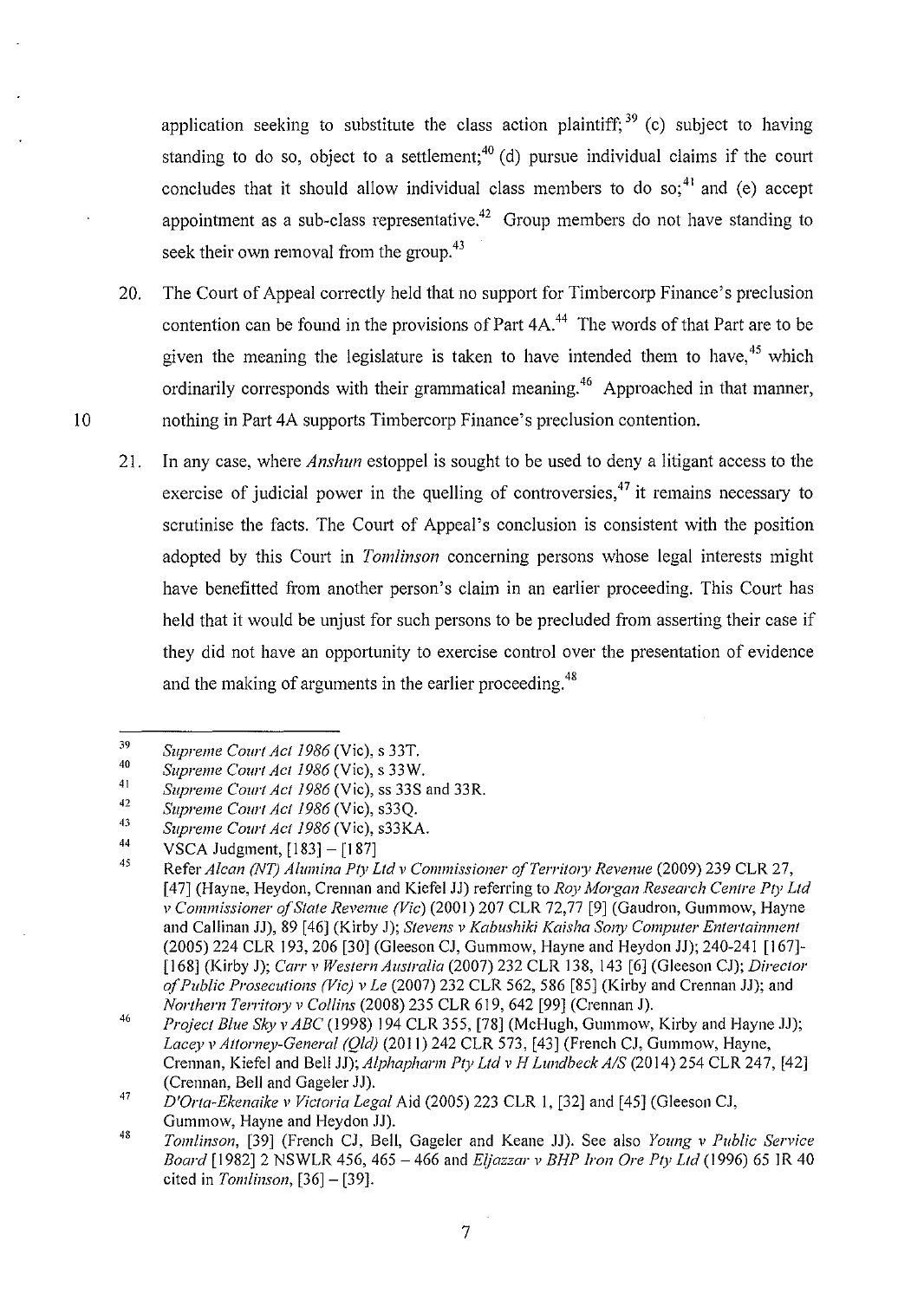application seeking to substitute the class action plaintiff;[39] (c) subject to having standing to do so, object to a settlement;[40] (d) pursue individual claims if the court concludes that it should allow individual class members to do so;[41] and (e) accept appointment as a sub-class representative.[42] Group members do not have standing to seek their own removal from the group.[43]

20. The Court of Appeal correctly held that no support for Timbercorp Finance's preclusion contention can be found in the provisions of Part 4A.[44] The words of that Part are to be given the meaning the legislature is taken to have intended them to have,[45] which ordinarily corresponds with their grammatical meaning.[46] Approached in that manner, nothing in Part 4A supports Timbercorp Finance's preclusion contention.

21. In any case, where *Anshun* estoppel is sought to be used to deny a litigant access to the exercise of judicial power in the quelling of controversies,[47] it remains necessary to scrutinise the facts. The Court of Appeal's conclusion is consistent with the position adopted by this Court in *Tomlinson* concerning persons whose legal interests might have benefitted from another person's claim in an earlier proceeding. This Court has held that it would be unjust for such persons to be precluded from asserting their case if they did not have an opportunity to exercise control over the presentation of evidence and the making of arguments in the earlier proceeding.[48]

---

[39] *Supreme Court Act 1986* (Vic), s 33T.

[40] *Supreme Court Act 1986* (Vic), s 33W.

[41] *Supreme Court Act 1986* (Vic), ss 33S and 33R.

[42] *Supreme Court Act 1986* (Vic), s33Q.

[43] *Supreme Court Act 1986* (Vic), s33KA.

[44] VSCA Judgment, [183] – [187]

[45] Refer *Alcan (NT) Alumina Pty Ltd v Commissioner of Territory Revenue* (2009) 239 CLR 27, [47] (Hayne, Heydon, Crennan and Kiefel JJ) referring to *Roy Morgan Research Centre Pty Ltd v Commissioner of State Revenue (Vic)* (2001) 207 CLR 72,77 [9] (Gaudron, Gummow, Hayne and Callinan JJ), 89 [46] (Kirby J); *Stevens v Kabushiki Kaisha Sony Computer Entertainment* (2005) 224 CLR 193, 206 [30] (Gleeson CJ, Gummow, Hayne and Heydon JJ); 240-241 [167]-[168] (Kirby J); *Carr v Western Australia* (2007) 232 CLR 138, 143 [6] (Gleeson CJ); *Director of Public Prosecutions (Vic) v Le* (2007) 232 CLR 562, 586 [85] (Kirby and Crennan JJ); and *Northern Territory v Collins* (2008) 235 CLR 619, 642 [99] (Crennan J).

[46] *Project Blue Sky v ABC* (1998) 194 CLR 355, [78] (McHugh, Gummow, Kirby and Hayne JJ); *Lacey v Attorney-General (Qld)* (2011) 242 CLR 573, [43] (French CJ, Gummow, Hayne, Crennan, Kiefel and Bell JJ); *Alphapharm Pty Ltd v H Lundbeck A/S* (2014) 254 CLR 247, [42] (Crennan, Bell and Gageler JJ).

[47] *D'Orta-Ekenaike v Victoria Legal Aid* (2005) 223 CLR 1, [32] and [45] (Gleeson CJ, Gummow, Hayne and Heydon JJ).

[48] *Tomlinson*, [39] (French CJ, Bell, Gageler and Keane JJ). See also *Young v Public Service Board* [1982] 2 NSWLR 456, 465 – 466 and *Eljazzar v BHP Iron Ore Pty Ltd* (1996) 65 IR 40 cited in *Tomlinson*, [36] – [39].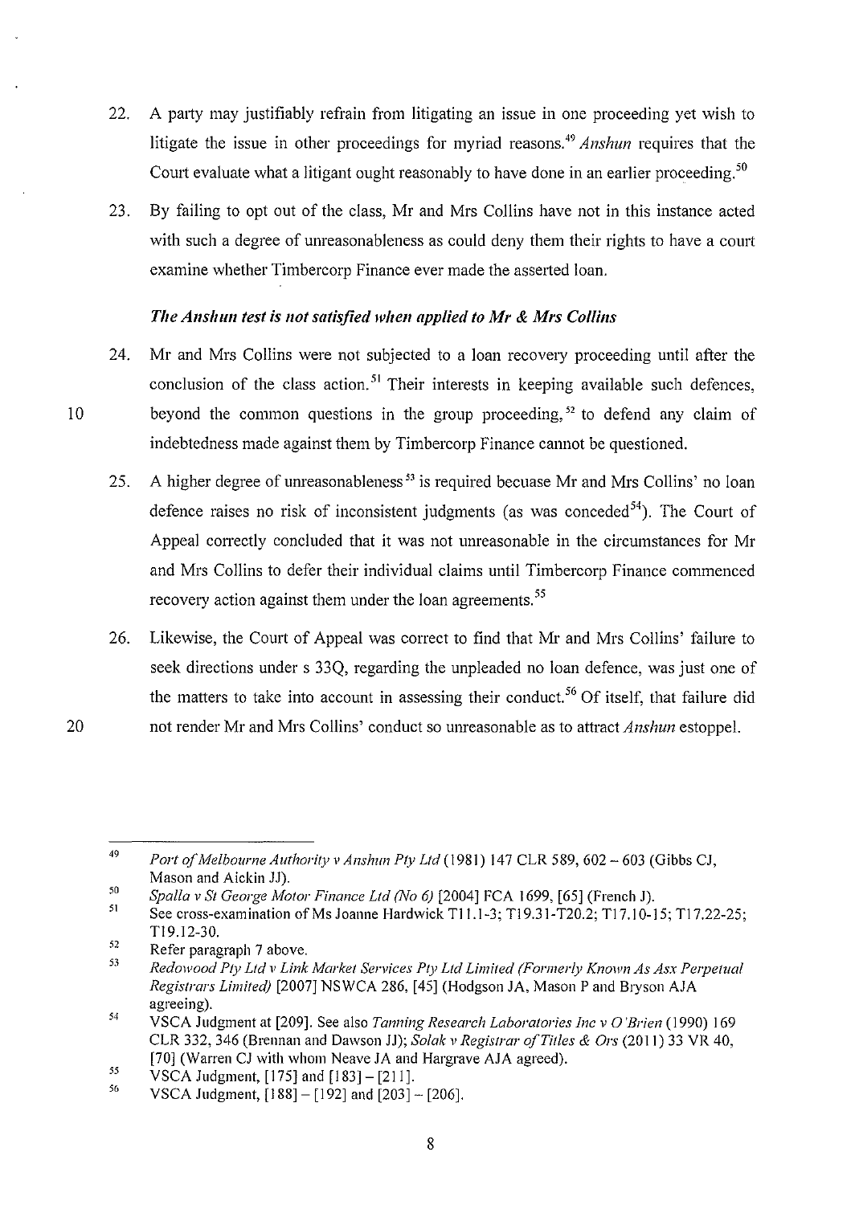22. A party may justifiably refrain from litigating an issue in one proceeding yet wish to litigate the issue in other proceedings for myriad reasons.[49] *Anshun* requires that the Court evaluate what a litigant ought reasonably to have done in an earlier proceeding.[50]

23. By failing to opt out of the class, Mr and Mrs Collins have not in this instance acted with such a degree of unreasonableness as could deny them their rights to have a court examine whether Timbercorp Finance ever made the asserted loan.

### *The Anshun test is not satisfied when applied to Mr & Mrs Collins*

24. Mr and Mrs Collins were not subjected to a loan recovery proceeding until after the conclusion of the class action.[51] Their interests in keeping available such defences, beyond the common questions in the group proceeding,[52] to defend any claim of indebtedness made against them by Timbercorp Finance cannot be questioned.

25. A higher degree of unreasonableness[53] is required becuase Mr and Mrs Collins' no loan defence raises no risk of inconsistent judgments (as was conceded[54]). The Court of Appeal correctly concluded that it was not unreasonable in the circumstances for Mr and Mrs Collins to defer their individual claims until Timbercorp Finance commenced recovery action against them under the loan agreements.[55]

26. Likewise, the Court of Appeal was correct to find that Mr and Mrs Collins' failure to seek directions under s 33Q, regarding the unpleaded no loan defence, was just one of the matters to take into account in assessing their conduct.[56] Of itself, that failure did not render Mr and Mrs Collins' conduct so unreasonable as to attract *Anshun* estoppel.

---

[49] *Port of Melbourne Authority v Anshun Pty Ltd* (1981) 147 CLR 589, 602 – 603 (Gibbs CJ, Mason and Aickin JJ).

[50] *Spalla v St George Motor Finance Ltd (No 6)* [2004] FCA 1699, [65] (French J).

[51] See cross-examination of Ms Joanne Hardwick T11.1-3; T19.31-T20.2; T17.10-15; T17.22-25; T19.12-30.

[52] Refer paragraph 7 above.

[53] *Redowood Pty Ltd v Link Market Services Pty Ltd Limited (Formerly Known As Asx Perpetual Registrars Limited)* [2007] NSWCA 286, [45] (Hodgson JA, Mason P and Bryson AJA agreeing).

[54] VSCA Judgment at [209]. See also *Tanning Research Laboratories Inc v O'Brien* (1990) 169 CLR 332, 346 (Brennan and Dawson JJ); *Solak v Registrar of Titles & Ors* (2011) 33 VR 40, [70] (Warren CJ with whom Neave JA and Hargrave AJA agreed).

[55] VSCA Judgment, [175] and [183] – [211].

[56] VSCA Judgment, [188] – [192] and [203] – [206].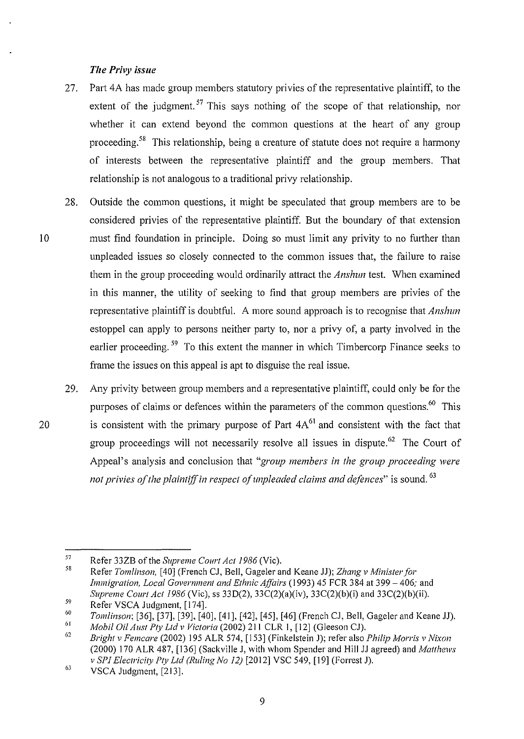### *The Privy issue*

27. Part 4A has made group members statutory privies of the representative plaintiff, to the extent of the judgment.[57] This says nothing of the scope of that relationship, nor whether it can extend beyond the common questions at the heart of any group proceeding.[58] This relationship, being a creature of statute does not require a harmony of interests between the representative plaintiff and the group members. That relationship is not analogous to a traditional privy relationship.

28. Outside the common questions, it might be speculated that group members are to be considered privies of the representative plaintiff. But the boundary of that extension must find foundation in principle. Doing so must limit any privity to no further than unpleaded issues so closely connected to the common issues that, the failure to raise them in the group proceeding would ordinarily attract the *Anshun* test. When examined in this manner, the utility of seeking to find that group members are privies of the representative plaintiff is doubtful. A more sound approach is to recognise that *Anshun* estoppel can apply to persons neither party to, nor a privy of, a party involved in the earlier proceeding.[59] To this extent the manner in which Timbercorp Finance seeks to frame the issues on this appeal is apt to disguise the real issue.

29. Any privity between group members and a representative plaintiff, could only be for the purposes of claims or defences within the parameters of the common questions.[60] This is consistent with the primary purpose of Part 4A[61] and consistent with the fact that group proceedings will not necessarily resolve all issues in dispute.[62] The Court of Appeal's analysis and conclusion that "*group members in the group proceeding were not privies of the plaintiff in respect of unpleaded claims and defences*" is sound.[63]

---

[57] Refer 33ZB of the *Supreme Court Act 1986* (Vic).

[58] Refer *Tomlinson*, [40] (French CJ, Bell, Gageler and Keane JJ); *Zhang v Minister for Immigration, Local Government and Ethnic Affairs* (1993) 45 FCR 384 at 399 – 406; and *Supreme Court Act 1986* (Vic), ss 33D(2), 33C(2)(a)(iv), 33C(2)(b)(i) and 33C(2)(b)(ii).

[59] Refer VSCA Judgment, [174].

[60] *Tomlinson*; [36], [37], [39], [40], [41], [42], [45], [46] (French CJ, Bell, Gageler and Keane JJ).

[61] *Mobil Oil Aust Pty Ltd v Victoria* (2002) 211 CLR 1, [12] (Gleeson CJ).

[62] *Bright v Femcare* (2002) 195 ALR 574, [153] (Finkelstein J); refer also *Philip Morris v Nixon* (2000) 170 ALR 487, [136] (Sackville J, with whom Spender and Hill JJ agreed) and *Matthews v SPI Electricity Pty Ltd (Ruling No 12)* [2012] VSC 549, [19] (Forrest J).

[63] VSCA Judgment, [213].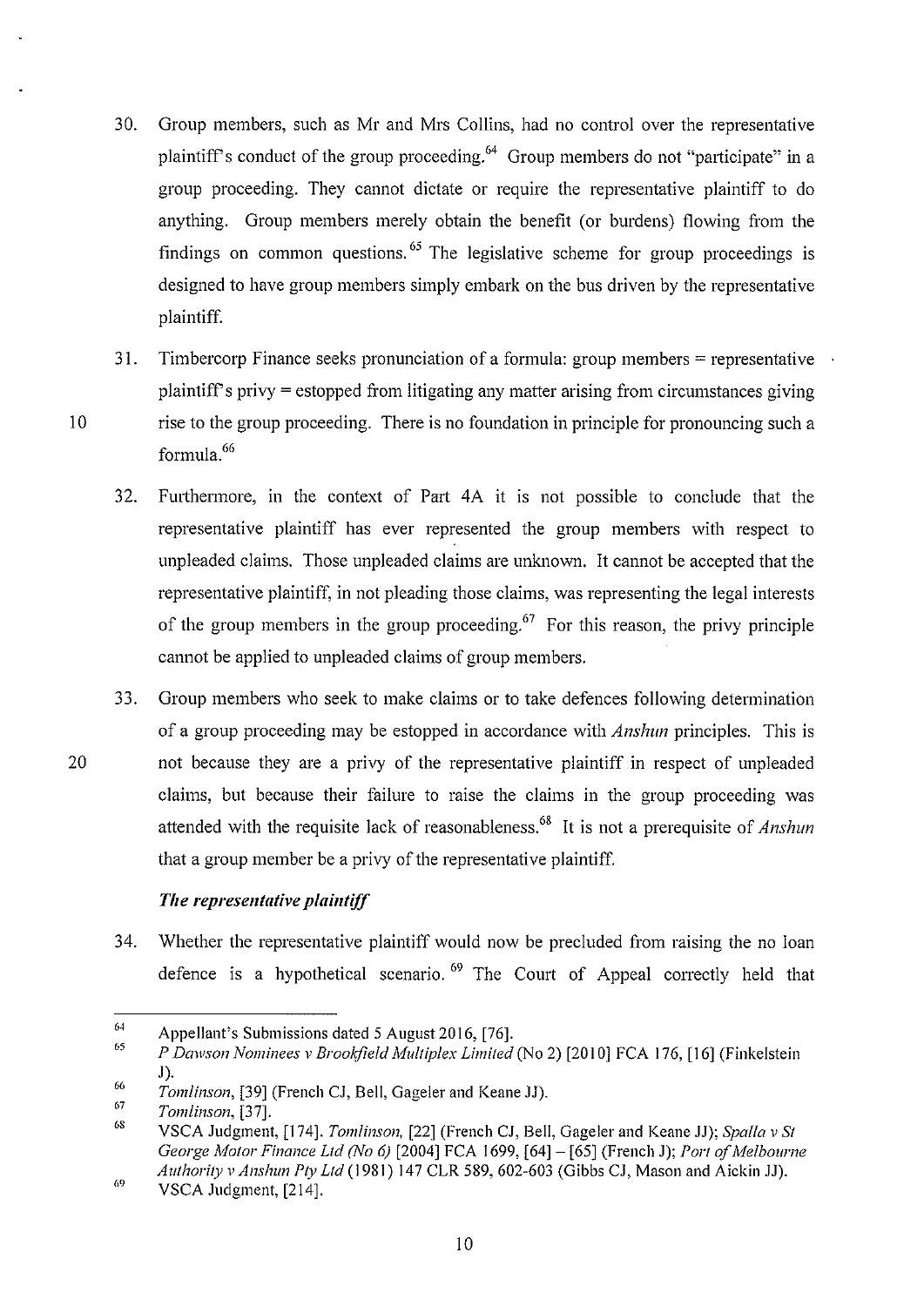30. Group members, such as Mr and Mrs Collins, had no control over the representative plaintiff's conduct of the group proceeding.[64] Group members do not "participate" in a group proceeding. They cannot dictate or require the representative plaintiff to do anything. Group members merely obtain the benefit (or burdens) flowing from the findings on common questions.[65] The legislative scheme for group proceedings is designed to have group members simply embark on the bus driven by the representative plaintiff.

31. Timbercorp Finance seeks pronunciation of a formula: group members = representative plaintiff's privy = estopped from litigating any matter arising from circumstances giving rise to the group proceeding. There is no foundation in principle for pronouncing such a formula.[66]

32. Furthermore, in the context of Part 4A it is not possible to conclude that the representative plaintiff has ever represented the group members with respect to unpleaded claims. Those unpleaded claims are unknown. It cannot be accepted that the representative plaintiff, in not pleading those claims, was representing the legal interests of the group members in the group proceeding.[67] For this reason, the privy principle cannot be applied to unpleaded claims of group members.

33. Group members who seek to make claims or to take defences following determination of a group proceeding may be estopped in accordance with *Anshun* principles. This is not because they are a privy of the representative plaintiff in respect of unpleaded claims, but because their failure to raise the claims in the group proceeding was attended with the requisite lack of reasonableness.[68] It is not a prerequisite of *Anshun* that a group member be a privy of the representative plaintiff.

### *The representative plaintiff*

34. Whether the representative plaintiff would now be precluded from raising the no loan defence is a hypothetical scenario.[69] The Court of Appeal correctly held that

---

[64] Appellant's Submissions dated 5 August 2016, [76].

[65] *P Dawson Nominees v Brookfield Multiplex Limited* (No 2) [2010] FCA 176, [16] (Finkelstein J).

[66] *Tomlinson*, [39] (French CJ, Bell, Gageler and Keane JJ).

[67] *Tomlinson*, [37].

[68] VSCA Judgment, [174]. *Tomlinson*, [22] (French CJ, Bell, Gageler and Keane JJ); *Spalla v St George Motor Finance Ltd (No 6)* [2004] FCA 1699, [64] – [65] (French J); *Port of Melbourne Authority v Anshun Pty Ltd* (1981) 147 CLR 589, 602-603 (Gibbs CJ, Mason and Aickin JJ).

[69] VSCA Judgment, [214].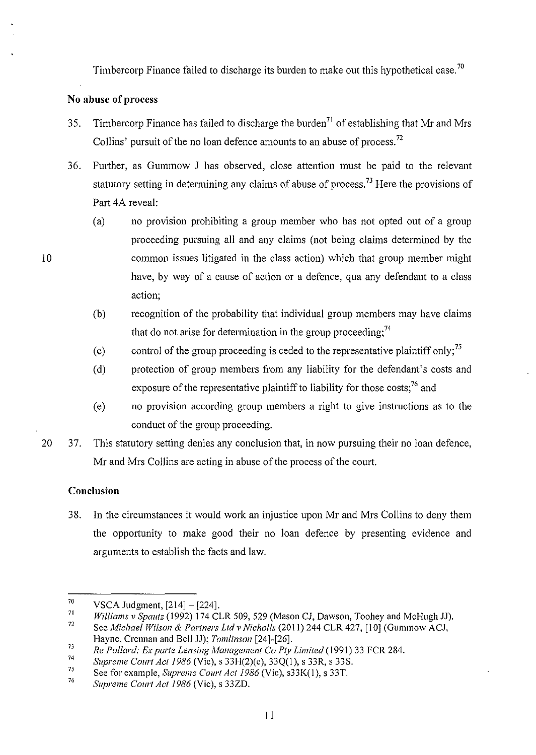Timbercorp Finance failed to discharge its burden to make out this hypothetical case.[70]

## No abuse of process

35. Timbercorp Finance has failed to discharge the burden[71] of establishing that Mr and Mrs Collins' pursuit of the no loan defence amounts to an abuse of process.[72]

36. Further, as Gummow J has observed, close attention must be paid to the relevant statutory setting in determining any claims of abuse of process.[73] Here the provisions of Part 4A reveal:

    (a) no provision prohibiting a group member who has not opted out of a group proceeding pursuing all and any claims (not being claims determined by the common issues litigated in the class action) which that group member might have, by way of a cause of action or a defence, qua any defendant to a class action;

    (b) recognition of the probability that individual group members may have claims that do not arise for determination in the group proceeding;[74]

    (c) control of the group proceeding is ceded to the representative plaintiff only;[75]

    (d) protection of group members from any liability for the defendant's costs and exposure of the representative plaintiff to liability for those costs;[76] and

    (e) no provision according group members a right to give instructions as to the conduct of the group proceeding.

37. This statutory setting denies any conclusion that, in now pursuing their no loan defence, Mr and Mrs Collins are acting in abuse of the process of the court.

## Conclusion

38. In the circumstances it would work an injustice upon Mr and Mrs Collins to deny them the opportunity to make good their no loan defence by presenting evidence and arguments to establish the facts and law.

---

[70] VSCA Judgment, [214] – [224].

[71] *Williams v Spautz* (1992) 174 CLR 509, 529 (Mason CJ, Dawson, Toohey and McHugh JJ).

[72] See *Michael Wilson & Partners Ltd v Nicholls* (2011) 244 CLR 427, [10] (Gummow ACJ, Hayne, Crennan and Bell JJ); *Tomlinson* [24]-[26].

[73] *Re Pollard; Ex parte Lensing Management Co Pty Limited* (1991) 33 FCR 284.

[74] *Supreme Court Act 1986* (Vic), s 33H(2)(c), 33Q(1), s 33R, s 33S.

[75] See for example, *Supreme Court Act 1986* (Vic), s33K(1), s 33T.

[76] *Supreme Court Act 1986* (Vic), s 33ZD.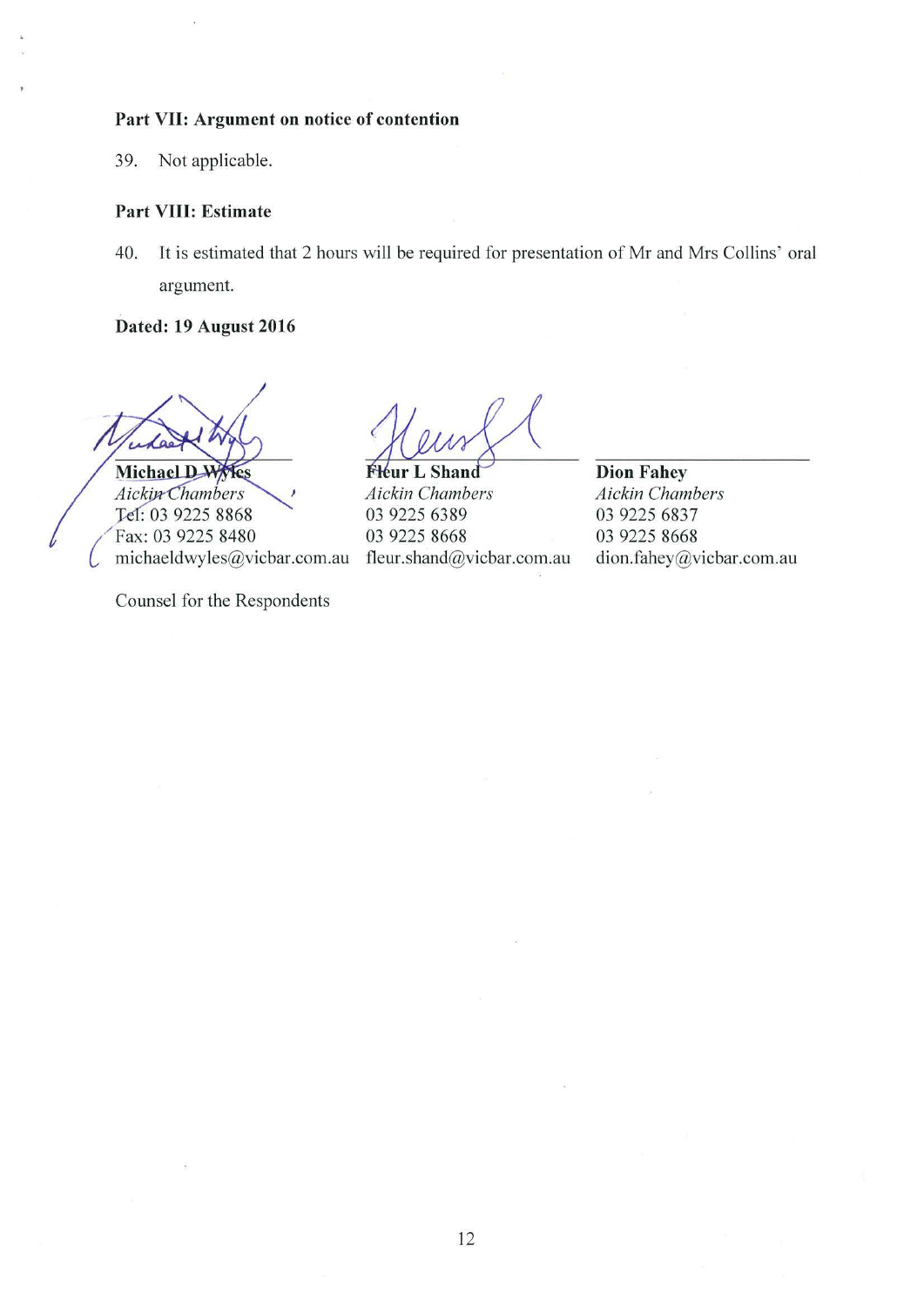**Part VII: Argument on notice of contention**

39. Not applicable.

**Part VIII: Estimate**

40. It is estimated that 2 hours will be required for presentation of Mr and Mrs Collins' oral argument.

**Dated: 19 August 2016**

| | | |
|---|---|---|
| **Michael D Wyles** | **Fleur L Shand** | **Dion Fahey** |
| *Aickin Chambers* | *Aickin Chambers* | *Aickin Chambers* |
| Tel: 03 9225 8868 | 03 9225 6389 | 03 9225 6837 |
| Fax: 03 9225 8480 | 03 9225 8668 | 03 9225 8668 |
| michaeldwyles@vicbar.com.au | fleur.shand@vicbar.com.au | dion.fahey@vicbar.com.au |

Counsel for the Respondents